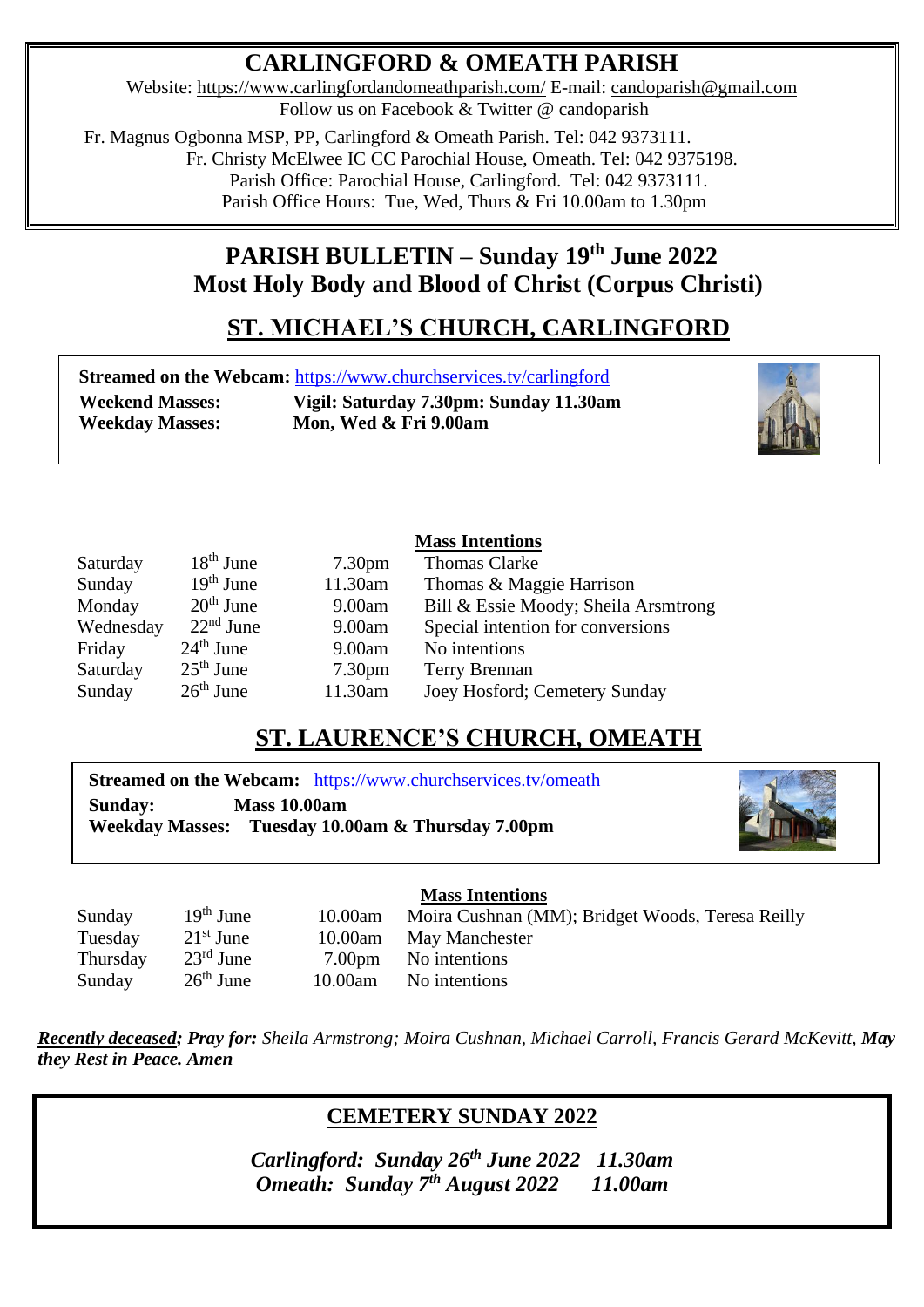# CARLINGFORD & OMEATH PARISH

Website: https://www.carlingfordandomeathparish.com/ E-mail: candoparish@gmail.com
Follow us on Facebook & Twitter @ candoparish

Fr. Magnus Ogbonna MSP, PP, Carlingford & Omeath Parish. Tel: 042 9373111.
Fr. Christy McElwee IC CC Parochial House, Omeath. Tel: 042 9375198.
Parish Office: Parochial House, Carlingford. Tel: 042 9373111.
Parish Office Hours: Tue, Wed, Thurs & Fri 10.00am to 1.30pm

## PARISH BULLETIN – Sunday 19th June 2022
## Most Holy Body and Blood of Christ (Corpus Christi)

## ST. MICHAEL'S CHURCH, CARLINGFORD

**Streamed on the Webcam:** https://www.churchservices.tv/carlingford
**Weekend Masses:** **Vigil: Saturday 7.30pm: Sunday 11.30am**
**Weekday Masses:** **Mon, Wed & Fri 9.00am**

| | | | **Mass Intentions** |
|---|---|---|---|
| Saturday | 18th June | 7.30pm | Thomas Clarke |
| Sunday | 19th June | 11.30am | Thomas & Maggie Harrison |
| Monday | 20th June | 9.00am | Bill & Essie Moody; Sheila Arsmtrong |
| Wednesday | 22nd June | 9.00am | Special intention for conversions |
| Friday | 24th June | 9.00am | No intentions |
| Saturday | 25th June | 7.30pm | Terry Brennan |
| Sunday | 26th June | 11.30am | Joey Hosford; Cemetery Sunday |

## ST. LAURENCE'S CHURCH, OMEATH

**Streamed on the Webcam:** https://www.churchservices.tv/omeath
**Sunday:** **Mass 10.00am**
**Weekday Masses:** **Tuesday 10.00am & Thursday 7.00pm**

| | | | **Mass Intentions** |
|---|---|---|---|
| Sunday | 19th June | 10.00am | Moira Cushnan (MM); Bridget Woods, Teresa Reilly |
| Tuesday | 21st June | 10.00am | May Manchester |
| Thursday | 23rd June | 7.00pm | No intentions |
| Sunday | 26th June | 10.00am | No intentions |

***Recently deceased; Pray for:*** *Sheila Armstrong; Moira Cushnan, Michael Carroll, Francis Gerard McKevitt,* ***May they Rest in Peace. Amen***

## CEMETERY SUNDAY 2022

***Carlingford: Sunday 26th June 2022 11.30am***
***Omeath: Sunday 7th August 2022 11.00am***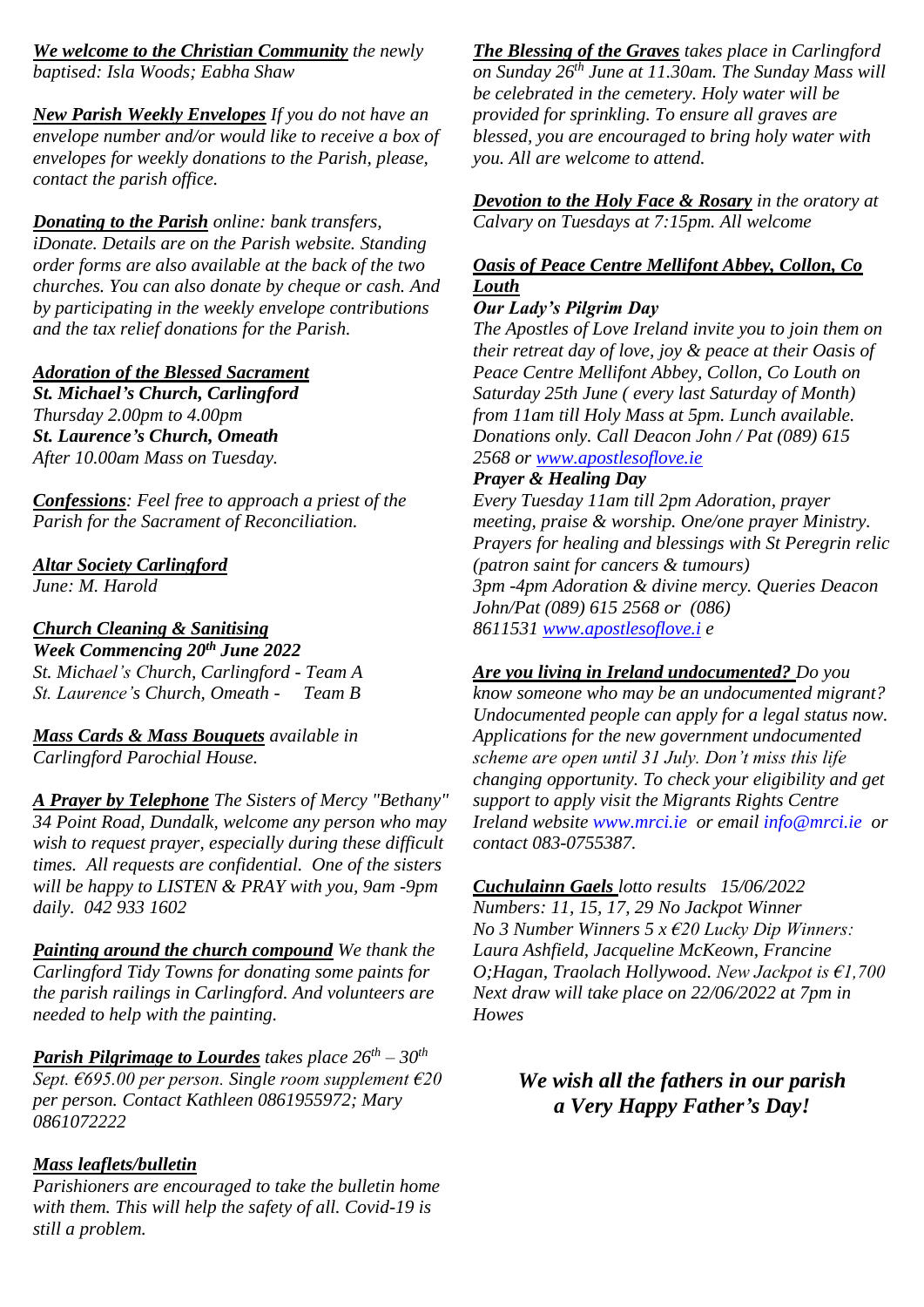***We welcome to the Christian Community*** *the newly baptised: Isla Woods; Eabha Shaw*

***New Parish Weekly Envelopes*** *If you do not have an envelope number and/or would like to receive a box of envelopes for weekly donations to the Parish, please, contact the parish office.*

***Donating to the Parish*** *online: bank transfers, iDonate. Details are on the Parish website. Standing order forms are also available at the back of the two churches. You can also donate by cheque or cash. And by participating in the weekly envelope contributions and the tax relief donations for the Parish.*

***Adoration of the Blessed Sacrament***
***St. Michael's Church, Carlingford***
*Thursday 2.00pm to 4.00pm*
***St. Laurence's Church, Omeath***
*After 10.00am Mass on Tuesday.*

***Confessions****: Feel free to approach a priest of the Parish for the Sacrament of Reconciliation.*

***Altar Society Carlingford***
*June: M. Harold*

***Church Cleaning & Sanitising***
***Week Commencing 20th June 2022***
*St. Michael's Church, Carlingford - Team A*
*St. Laurence's Church, Omeath - Team B*

***Mass Cards & Mass Bouquets*** *available in Carlingford Parochial House.*

***A Prayer by Telephone*** *The Sisters of Mercy "Bethany" 34 Point Road, Dundalk, welcome any person who may wish to request prayer, especially during these difficult times. All requests are confidential. One of the sisters will be happy to LISTEN & PRAY with you, 9am -9pm daily. 042 933 1602*

***Painting around the church compound*** *We thank the Carlingford Tidy Towns for donating some paints for the parish railings in Carlingford. And volunteers are needed to help with the painting.*

***Parish Pilgrimage to Lourdes*** *takes place 26th – 30th Sept. €695.00 per person. Single room supplement €20 per person. Contact Kathleen 0861955972; Mary 0861072222*

***Mass leaflets/bulletin***
*Parishioners are encouraged to take the bulletin home with them. This will help the safety of all. Covid-19 is still a problem.*

***The Blessing of the Graves*** *takes place in Carlingford on Sunday 26th June at 11.30am. The Sunday Mass will be celebrated in the cemetery. Holy water will be provided for sprinkling. To ensure all graves are blessed, you are encouraged to bring holy water with you. All are welcome to attend.*

***Devotion to the Holy Face & Rosary*** *in the oratory at Calvary on Tuesdays at 7:15pm. All welcome*

***Oasis of Peace Centre Mellifont Abbey, Collon, Co Louth***
***Our Lady's Pilgrim Day***
*The Apostles of Love Ireland invite you to join them on their retreat day of love, joy & peace at their Oasis of Peace Centre Mellifont Abbey, Collon, Co Louth on Saturday 25th June ( every last Saturday of Month) from 11am till Holy Mass at 5pm. Lunch available. Donations only. Call Deacon John / Pat (089) 615 2568 or www.apostlesoflove.ie*
***Prayer & Healing Day***
*Every Tuesday 11am till 2pm Adoration, prayer meeting, praise & worship. One/one prayer Ministry. Prayers for healing and blessings with St Peregrin relic (patron saint for cancers & tumours)*
*3pm -4pm Adoration & divine mercy. Queries Deacon John/Pat (089) 615 2568 or (086) 8611531 www.apostlesoflove.i e*

***Are you living in Ireland undocumented?*** *Do you know someone who may be an undocumented migrant? Undocumented people can apply for a legal status now. Applications for the new government undocumented scheme are open until 31 July. Don't miss this life changing opportunity. To check your eligibility and get support to apply visit the Migrants Rights Centre Ireland website www.mrci.ie or email info@mrci.ie or contact 083-0755387.*

***Cuchulainn Gaels*** *lotto results 15/06/2022*
*Numbers: 11, 15, 17, 29 No Jackpot Winner*
*No 3 Number Winners 5 x €20 Lucky Dip Winners: Laura Ashfield, Jacqueline McKeown, Francine O;Hagan, Traolach Hollywood. New Jackpot is €1,700 Next draw will take place on 22/06/2022 at 7pm in Howes*

***We wish all the fathers in our parish a Very Happy Father's Day!***